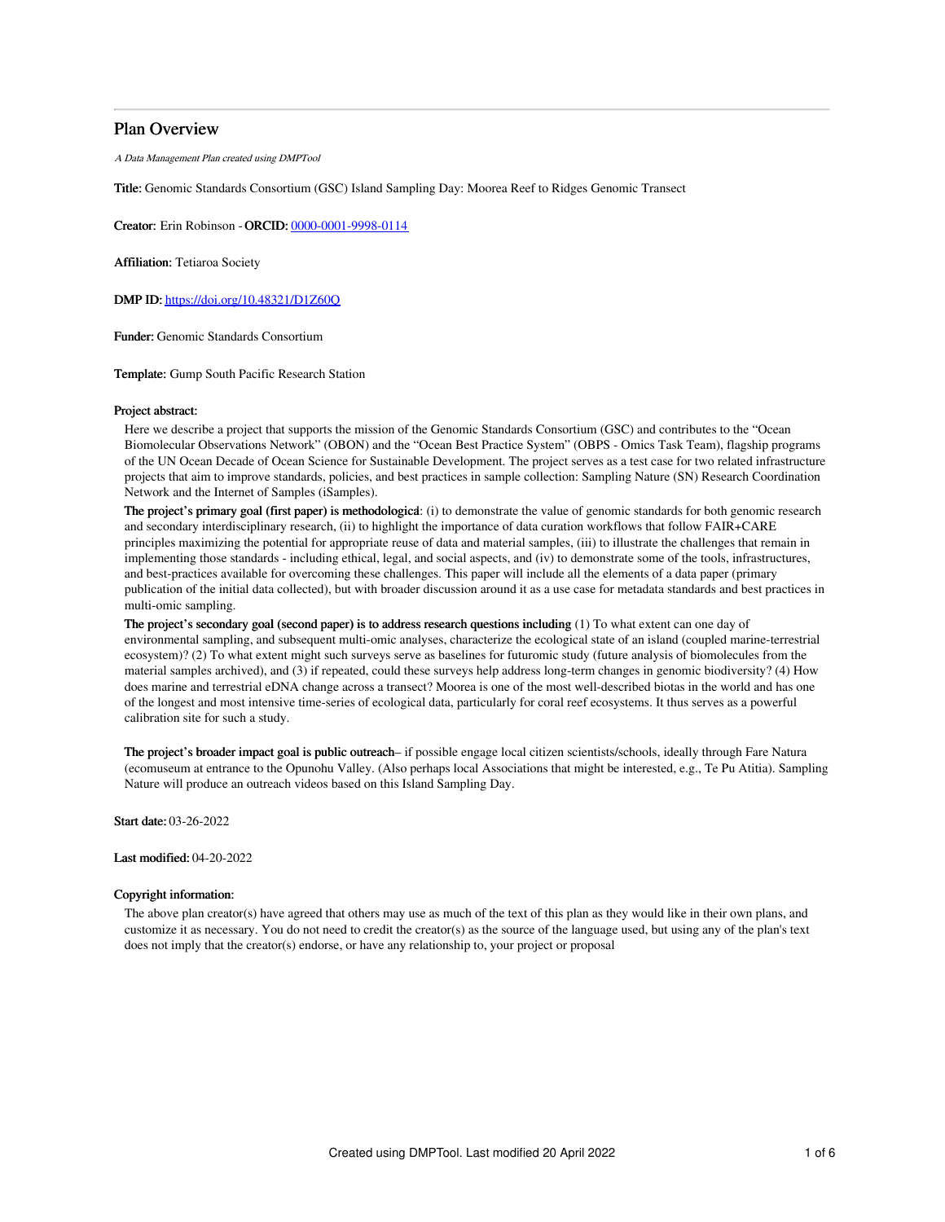# Plan Overview

*A Data Management Plan created using DMPTool*

**Title:** Genomic Standards Consortium (GSC) Island Sampling Day: Moorea Reef to Ridges Genomic Transect

**Creator:** Erin Robinson - **ORCID:** [0000-0001-9998-0114](https://orcid.org/0000-0001-9998-0114)

**Affiliation:** Tetiaroa Society

**DMP ID:** [https://doi.org/10.48321/D1Z60Q](https://doi.org/10.48321/D1Z60Q)

**Funder:** Genomic Standards Consortium

**Template:** Gump South Pacific Research Station

**Project abstract:**

Here we describe a project that supports the mission of the Genomic Standards Consortium (GSC) and contributes to the "Ocean Biomolecular Observations Network" (OBON) and the "Ocean Best Practice System" (OBPS - Omics Task Team), flagship programs of the UN Ocean Decade of Ocean Science for Sustainable Development. The project serves as a test case for two related infrastructure projects that aim to improve standards, policies, and best practices in sample collection: Sampling Nature (SN) Research Coordination Network and the Internet of Samples (iSamples).

**The project's primary goal (first paper) is methodological**: (i) to demonstrate the value of genomic standards for both genomic research and secondary interdisciplinary research, (ii) to highlight the importance of data curation workflows that follow FAIR+CARE principles maximizing the potential for appropriate reuse of data and material samples, (iii) to illustrate the challenges that remain in implementing those standards - including ethical, legal, and social aspects, and (iv) to demonstrate some of the tools, infrastructures, and best-practices available for overcoming these challenges. This paper will include all the elements of a data paper (primary publication of the initial data collected), but with broader discussion around it as a use case for metadata standards and best practices in multi-omic sampling.

**The project's secondary goal (second paper) is to address research questions including** (1) To what extent can one day of environmental sampling, and subsequent multi-omic analyses, characterize the ecological state of an island (coupled marine-terrestrial ecosystem)? (2) To what extent might such surveys serve as baselines for futuromic study (future analysis of biomolecules from the material samples archived), and (3) if repeated, could these surveys help address long-term changes in genomic biodiversity? (4) How does marine and terrestrial eDNA change across a transect? Moorea is one of the most well-described biotas in the world and has one of the longest and most intensive time-series of ecological data, particularly for coral reef ecosystems. It thus serves as a powerful calibration site for such a study.

**The project's broader impact goal is public outreach**– if possible engage local citizen scientists/schools, ideally through Fare Natura (ecomuseum at entrance to the Opunohu Valley. (Also perhaps local Associations that might be interested, e.g., Te Pu Atitia). Sampling Nature will produce an outreach videos based on this Island Sampling Day.

**Start date:** 03-26-2022

**Last modified:** 04-20-2022

**Copyright information:**

The above plan creator(s) have agreed that others may use as much of the text of this plan as they would like in their own plans, and customize it as necessary. You do not need to credit the creator(s) as the source of the language used, but using any of the plan's text does not imply that the creator(s) endorse, or have any relationship to, your project or proposal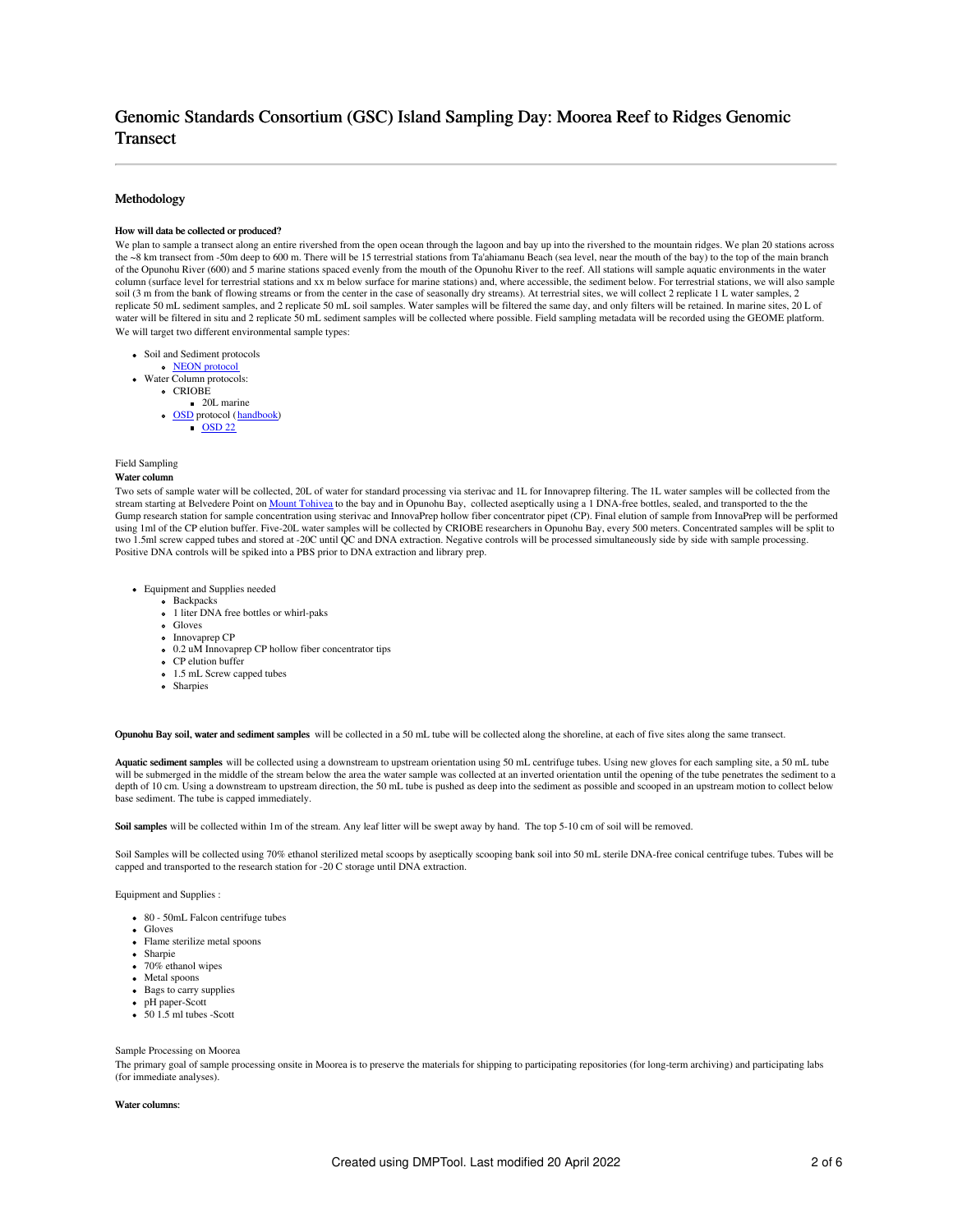# Genomic Standards Consortium (GSC) Island Sampling Day: Moorea Reef to Ridges Genomic Transect

## Methodology

#### How will data be collected or produced?

We plan to sample a transect along an entire rivershed from the open ocean through the lagoon and bay up into the rivershed to the mountain ridges. We plan 20 stations across the ~8 km transect from -50m deep to 600 m. There will be 15 terrestrial stations from Ta'ahiamanu Beach (sea level, near the mouth of the bay) to the top of the main branch of the Opunohu River (600) and 5 marine stations spaced evenly from the mouth of the Opunohu River to the reef. All stations will sample aquatic environments in the water column (surface level for terrestrial stations and xx m below surface for marine stations) and, where accessible, the sediment below. For terrestrial stations, we will also sample soil (3 m from the bank of flowing streams or from the center in the case of seasonally dry streams). At terrestrial sites, we will collect 2 replicate 1 L water samples, 2 replicate 50 mL sediment samples, and 2 replicate 50 mL soil samples. Water samples will be filtered the same day, and only filters will be retained. In marine sites, 20 L of water will be filtered in situ and 2 replicate 50 mL sediment samples will be collected where possible. Field sampling metadata will be recorded using the GEOME platform. We will target two different environmental sample types:

- Soil and Sediment protocols
  - NEON protocol
- Water Column protocols:
  - CRIOBE
    - 20L marine
  - OSD protocol (handbook)
    - OSD 22

Field Sampling

**Water column**

Two sets of sample water will be collected, 20L of water for standard processing via sterivac and 1L for Innovaprep filtering. The 1L water samples will be collected from the stream starting at Belvedere Point on Mount Tohivea to the bay and in Opunohu Bay, collected aseptically using a 1 DNA-free bottles, sealed, and transported to the the Gump research station for sample concentration using sterivac and InnovaPrep hollow fiber concentrator pipet (CP). Final elution of sample from InnovaPrep will be performed using 1ml of the CP elution buffer. Five-20L water samples will be collected by CRIOBE researchers in Opunohu Bay, every 500 meters. Concentrated samples will be split to two 1.5ml screw capped tubes and stored at -20C until QC and DNA extraction. Negative controls will be processed simultaneously side by side with sample processing. Positive DNA controls will be spiked into a PBS prior to DNA extraction and library prep.

- Equipment and Supplies needed
  - Backpacks
  - 1 liter DNA free bottles or whirl-paks
  - Gloves
  - Innovaprep CP
  - 0.2 uM Innovaprep CP hollow fiber concentrator tips
  - CP elution buffer
  - 1.5 mL Screw capped tubes
  - Sharpies

**Opunohu Bay soil, water and sediment samples** will be collected in a 50 mL tube will be collected along the shoreline, at each of five sites along the same transect.

**Aquatic sediment samples** will be collected using a downstream to upstream orientation using 50 mL centrifuge tubes. Using new gloves for each sampling site, a 50 mL tube will be submerged in the middle of the stream below the area the water sample was collected at an inverted orientation until the opening of the tube penetrates the sediment to a depth of 10 cm. Using a downstream to upstream direction, the 50 mL tube is pushed as deep into the sediment as possible and scooped in an upstream motion to collect below base sediment. The tube is capped immediately.

**Soil samples** will be collected within 1m of the stream. Any leaf litter will be swept away by hand. The top 5-10 cm of soil will be removed.

Soil Samples will be collected using 70% ethanol sterilized metal scoops by aseptically scooping bank soil into 50 mL sterile DNA-free conical centrifuge tubes. Tubes will be capped and transported to the research station for -20 C storage until DNA extraction.

Equipment and Supplies :

- 80 - 50mL Falcon centrifuge tubes
- Gloves
- Flame sterilize metal spoons
- Sharpie
- 70% ethanol wipes
- Metal spoons
- Bags to carry supplies
- pH paper-Scott
- 50 1.5 ml tubes -Scott

Sample Processing on Moorea

The primary goal of sample processing onsite in Moorea is to preserve the materials for shipping to participating repositories (for long-term archiving) and participating labs (for immediate analyses).

**Water columns:**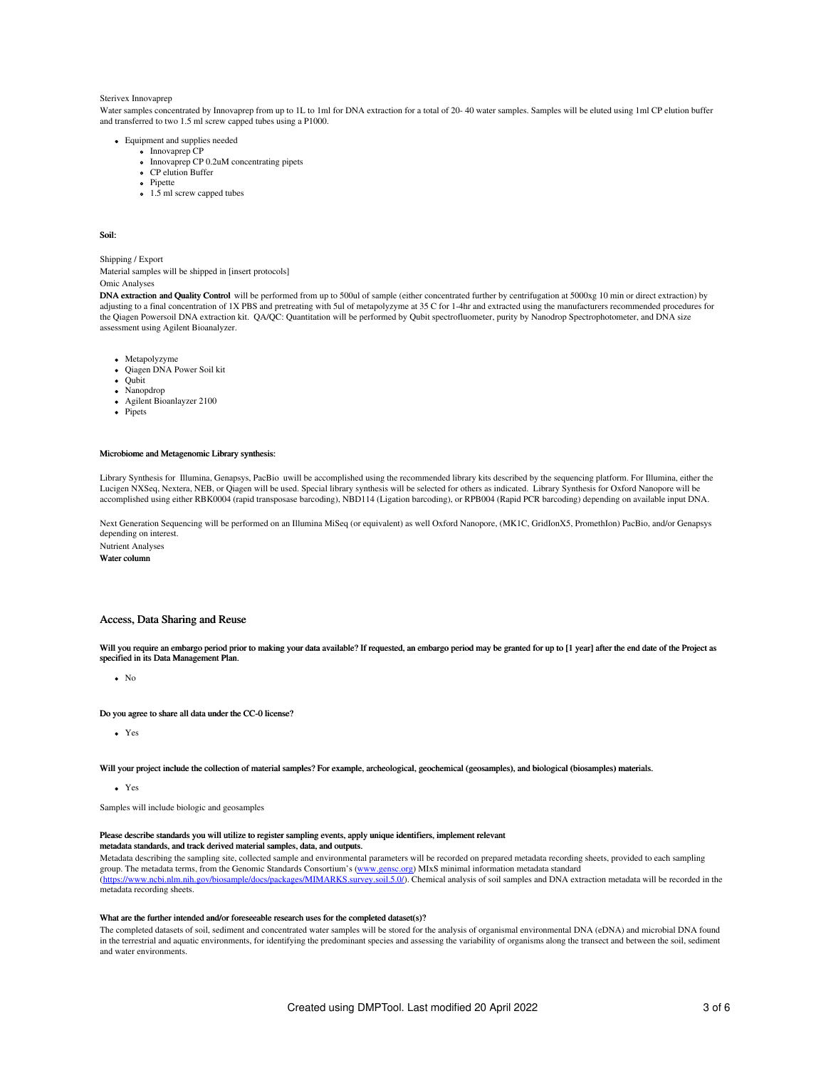Sterivex Innovaprep

Water samples concentrated by Innovaprep from up to 1L to 1ml for DNA extraction for a total of 20- 40 water samples. Samples will be eluted using 1ml CP elution buffer and transferred to two 1.5 ml screw capped tubes using a P1000.

- Equipment and supplies needed
  - Innovaprep CP
  - Innovaprep CP 0.2uM concentrating pipets
  - CP elution Buffer
  - Pipette
  - 1.5 ml screw capped tubes

**Soil**:

Shipping / Export

Material samples will be shipped in [insert protocols]

Omic Analyses

**DNA extraction and Quality Control** will be performed from up to 500ul of sample (either concentrated further by centrifugation at 5000xg 10 min or direct extraction) by adjusting to a final concentration of 1X PBS and pretreating with 5ul of metapolyzyme at 35 C for 1-4hr and extracted using the manufacturers recommended procedures for the Qiagen Powersoil DNA extraction kit. QA/QC: Quantitation will be performed by Qubit spectrofluometer, purity by Nanodrop Spectrophotometer, and DNA size assessment using Agilent Bioanalyzer.

- Metapolyzyme
- Qiagen DNA Power Soil kit
- Qubit
- Nanopdrop
- Agilent Bioanlayzer 2100
- Pipets

**Microbiome and Metagenomic Library synthesis**:

Library Synthesis for Illumina, Genapsys, PacBio uwill be accomplished using the recommended library kits described by the sequencing platform. For Illumina, either the Lucigen NXSeq, Nextera, NEB, or Qiagen will be used. Special library synthesis will be selected for others as indicated. Library Synthesis for Oxford Nanopore will be accomplished using either RBK0004 (rapid transposase barcoding), NBD114 (Ligation barcoding), or RPB004 (Rapid PCR barcoding) depending on available input DNA.

Next Generation Sequencing will be performed on an Illumina MiSeq (or equivalent) as well Oxford Nanopore, (MK1C, GridIonX5, PromethIon) PacBio, and/or Genapsys depending on interest.

Nutrient Analyses

**Water column**

## Access, Data Sharing and Reuse

**Will you require an embargo period prior to making your data available? If requested, an embargo period may be granted for up to [1 year] after the end date of the Project as specified in its Data Management Plan.**

- No

**Do you agree to share all data under the CC-0 license?**

- Yes

**Will your project include the collection of material samples? For example, archeological, geochemical (geosamples), and biological (biosamples) materials.**

- Yes

Samples will include biologic and geosamples

**Please describe standards you will utilize to register sampling events, apply unique identifiers, implement relevant metadata standards, and track derived material samples, data, and outputs.**

Metadata describing the sampling site, collected sample and environmental parameters will be recorded on prepared metadata recording sheets, provided to each sampling group. The metadata terms, from the Genomic Standards Consortium's (www.gensc.org) MIxS minimal information metadata standard (https://www.ncbi.nlm.nih.gov/biosample/docs/packages/MIMARKS.survey.soil.5.0/). Chemical analysis of soil samples and DNA extraction metadata will be recorded in the metadata recording sheets.

**What are the further intended and/or foreseeable research uses for the completed dataset(s)?**

The completed datasets of soil, sediment and concentrated water samples will be stored for the analysis of organismal environmental DNA (eDNA) and microbial DNA found in the terrestrial and aquatic environments, for identifying the predominant species and assessing the variability of organisms along the transect and between the soil, sediment and water environments.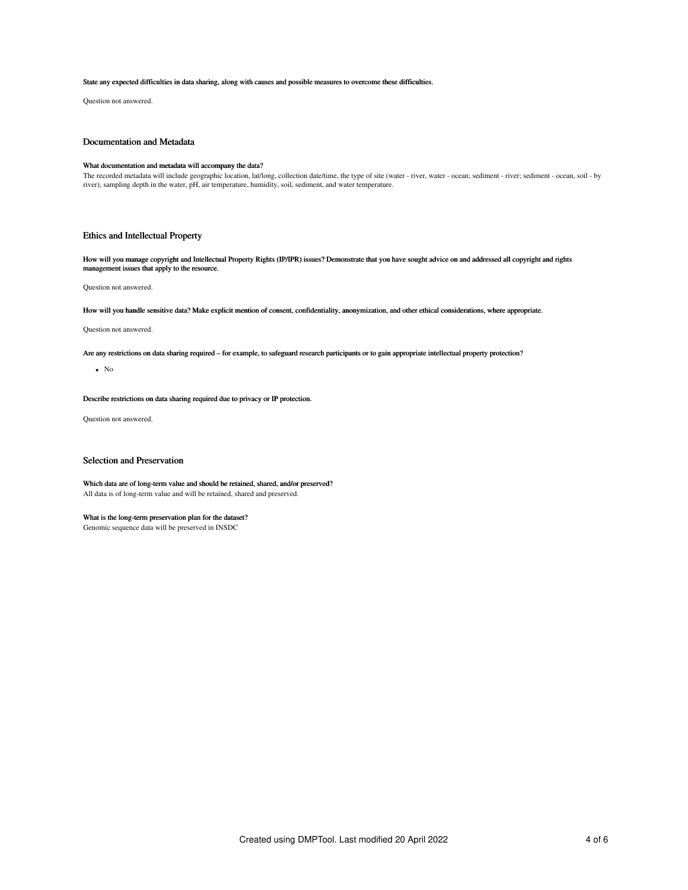**State any expected difficulties in data sharing, along with causes and possible measures to overcome these difficulties.**

Question not answered.

## Documentation and Metadata

**What documentation and metadata will accompany the data?**

The recorded metadata will include geographic location, lat/long, collection date/time, the type of site (water - river, water - ocean; sediment - river; sediment - ocean, soil - by river), sampling depth in the water, pH, air temperature, humidity, soil, sediment, and water temperature.

## Ethics and Intellectual Property

**How will you manage copyright and Intellectual Property Rights (IP/IPR) issues? Demonstrate that you have sought advice on and addressed all copyright and rights management issues that apply to the resource.**

Question not answered.

**How will you handle sensitive data? Make explicit mention of consent, confidentiality, anonymization, and other ethical considerations, where appropriate.**

Question not answered.

**Are any restrictions on data sharing required – for example, to safeguard research participants or to gain appropriate intellectual property protection?**

- No

**Describe restrictions on data sharing required due to privacy or IP protection.**

Question not answered.

## Selection and Preservation

**Which data are of long-term value and should be retained, shared, and/or preserved?**

All data is of long-term value and will be retained, shared and preserved.

**What is the long-term preservation plan for the dataset?**

Genomic sequence data will be preserved in INSDC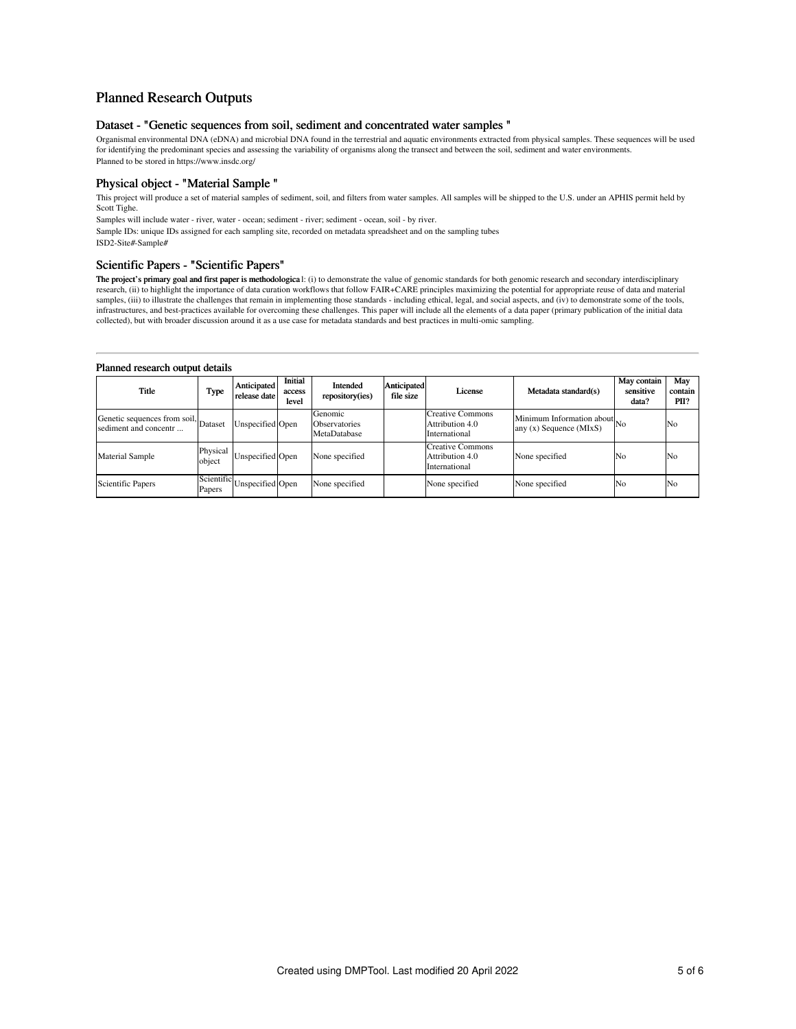## Planned Research Outputs

### Dataset - "Genetic sequences from soil, sediment and concentrated water samples "

Organismal environmental DNA (eDNA) and microbial DNA found in the terrestrial and aquatic environments extracted from physical samples. These sequences will be used for identifying the predominant species and assessing the variability of organisms along the transect and between the soil, sediment and water environments.

Planned to be stored in https://www.insdc.org/

### Physical object - "Material Sample "

This project will produce a set of material samples of sediment, soil, and filters from water samples. All samples will be shipped to the U.S. under an APHIS permit held by Scott Tighe.

Samples will include water - river, water - ocean; sediment - river; sediment - ocean, soil - by river.

Sample IDs: unique IDs assigned for each sampling site, recorded on metadata spreadsheet and on the sampling tubes

ISD2-Site#-Sample#

### Scientific Papers - "Scientific Papers"

**The project's primary goal and first paper is methodologica**l: (i) to demonstrate the value of genomic standards for both genomic research and secondary interdisciplinary research, (ii) to highlight the importance of data curation workflows that follow FAIR+CARE principles maximizing the potential for appropriate reuse of data and material samples, (iii) to illustrate the challenges that remain in implementing those standards - including ethical, legal, and social aspects, and (iv) to demonstrate some of the tools, infrastructures, and best-practices available for overcoming these challenges. This paper will include all the elements of a data paper (primary publication of the initial data collected), but with broader discussion around it as a use case for metadata standards and best practices in multi-omic sampling.

---

#### Planned research output details

| Title | Type | Anticipated release date | Initial access level | Intended repository(ies) | Anticipated file size | License | Metadata standard(s) | May contain sensitive data? | May contain PII? |
|---|---|---|---|---|---|---|---|---|---|
| Genetic sequences from soil, sediment and concentr ... | Dataset | Unspecified | Open | Genomic Observatories MetaDatabase | | Creative Commons Attribution 4.0 International | Minimum Information about any (x) Sequence (MIxS) | No | No |
| Material Sample | Physical object | Unspecified | Open | None specified | | Creative Commons Attribution 4.0 International | None specified | No | No |
| Scientific Papers | Scientific Papers | Unspecified | Open | None specified | | None specified | None specified | No | No |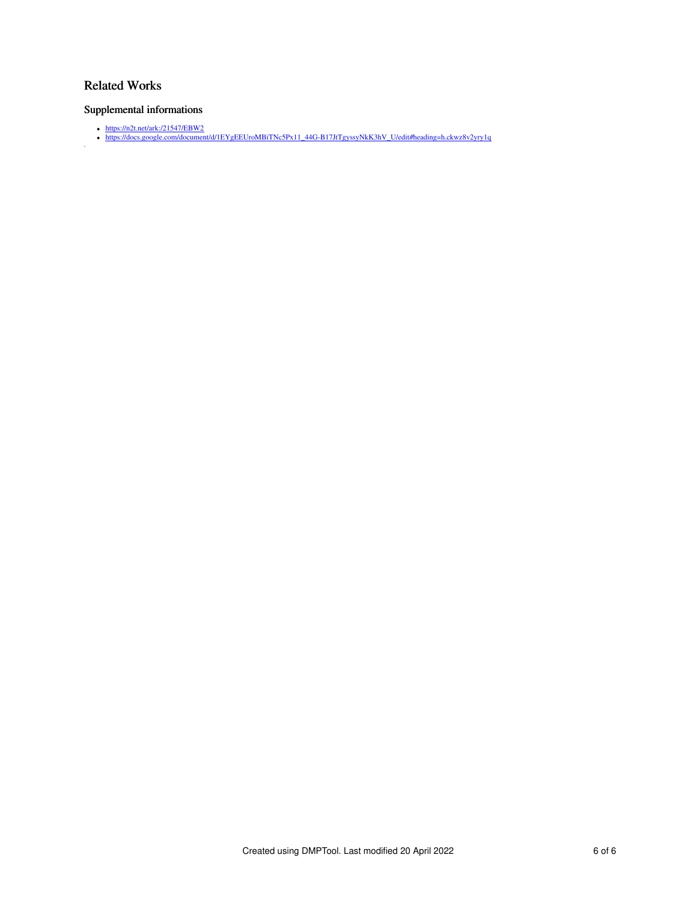## Related Works

### Supplemental informations

- https://n2t.net/ark:/21547/EBW2
- https://docs.google.com/document/d/1EYgEEUroMBiTNc5Px11_44G-B17JtTgyssyNkK3hV_U/edit#heading=h.ckwz8v2yry1q